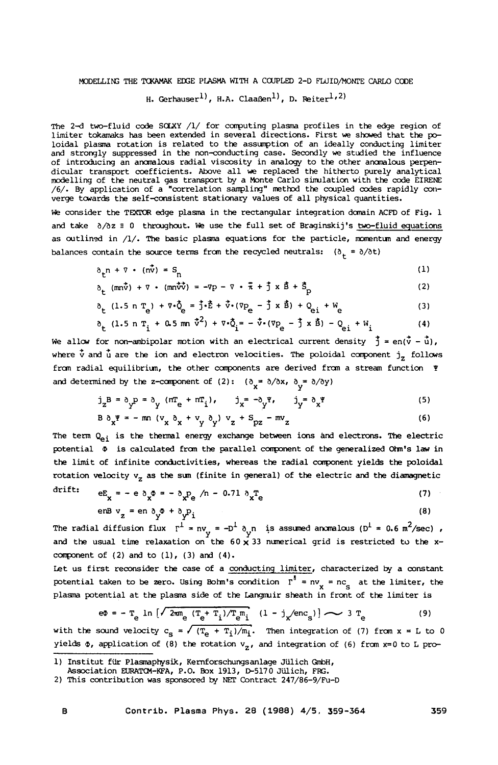# MODELLING THE TOKAMAK EDGE PLASMA WITH A COUPLED 2-D FLUID/MONTE CARLO CODE

H. Gerhauser[1], H.A. Claaßen[1], D. Reiter[1,2]

The 2-d two-fluid code SOLXY /1/ for computing plasma profiles in the edge region of limiter tokamaks has been extended in several directions. First we showed that the poloidal plasma rotation is related to the assumption of an ideally conducting limiter and strongly suppressed in the non-conducting case. Secondly we studied the influence of introducing an anomalous radial viscosity in analogy to the other anomalous perpendicular transport coefficients. Above all we replaced the hitherto purely analytical modelling of the neutral gas transport by a Monte Carlo simulation with the code EIRENE /6/. By application of a "correlation sampling" method the coupled codes rapidly converge towards the self-consistent stationary values of all physical quantities.

We consider the TEXTOR edge plasma in the rectangular integration domain ACFD of Fig. 1 and take $\partial/\partial z \equiv 0$ throughout. We use the full set of Braginskij's <u>two-fluid equations</u> as outlined in /1/. The basic plasma equations for the particle, momentum and energy balances contain the source terms from the recycled neutrals: ($\partial_t = \partial/\partial t$)

$$\partial_t n + \nabla \cdot (n\vec{v}) = S_n \tag{1}$$

$$\partial_t (mn\vec{v}) + \nabla \cdot (mn\vec{v}\vec{v}) = -\nabla p - \nabla \cdot \overleftrightarrow{\pi} + \vec{j} \times \vec{B} + \vec{S}_p \tag{2}$$

$$\partial_t (1.5\, n\, T_e) + \nabla \cdot \vec{Q}_e = \vec{j} \cdot \vec{E} + \vec{v} \cdot (\nabla p_e - \vec{j} \times \vec{B}) + Q_{ei} + W_e \tag{3}$$

$$\partial_t (1.5\, n\, T_i + 0.5\, mn\, \vec{v}^2) + \nabla \cdot \vec{Q}_i = -\vec{v} \cdot (\nabla p_e - \vec{j} \times \vec{B}) - Q_{ei} + W_i \tag{4}$$

We allow for non-ambipolar motion with an electrical current density $\vec{j} = en(\vec{v} - \vec{u})$, where $\vec{v}$ and $\vec{u}$ are the ion and electron velocities. The poloidal component $j_z$ follows from radial equilibrium, the other components are derived from a stream function $\Psi$ and determined by the z-component of (2): ($\partial_x = \partial/\partial x$, $\partial_y = \partial/\partial y$)

$$j_z B = \partial_y p = \partial_y (nT_e + nT_i), \qquad j_x = -\partial_y \Psi, \qquad j_y = \partial_x \Psi \tag{5}$$

$$B\, \partial_x \Psi = -\, mn\, (v_x\, \partial_x + v_y\, \partial_y)\, v_z + S_{pz} - mv_z \tag{6}$$

The term $Q_{ei}$ is the thermal energy exchange between ions and electrons. The electric potential $\Phi$ is calculated from the parallel component of the generalized Ohm's law in the limit of infinite conductivities, whereas the radial component yields the poloidal rotation velocity $v_z$ as the sum (finite in general) of the electric and the diamagnetic drift:

$$eE_x = -\, e\, \partial_x \Phi = -\, \partial_x p_e / n - 0.71\, \partial_x T_e \tag{7}$$

$$enB\, v_z = en\, \partial_y \Phi + \partial_y p_i \tag{8}$$

The radial diffusion flux $\Gamma^{\perp} = nv_y = -D^{\perp}\, \partial_y n$ is assumed anomalous ($D^{\perp} = 0.6\ m^2/sec$), and the usual time relaxation on the $60 \times 33$ numerical grid is restricted to the x-component of (2) and to (1), (3) and (4).

Let us first reconsider the case of a <u>conducting limiter</u>, characterized by a constant potential taken to be zero. Using Bohm's condition $\Gamma^{\parallel} = nv_x = nc_s$ at the limiter, the plasma potential at the plasma side of the Langmuir sheath in front of the limiter is

$$e\Phi = -\, T_e \ln \left[ \sqrt{2\pi m_e (T_e + T_i)/T_e m_i}\ (1 - j_x/enc_s) \right] \sim 3\, T_e \tag{9}$$

with the sound velocity $c_s = \sqrt{(T_e + T_i)/m_i}$. Then integration of (7) from x = L to 0 yields $\Phi$, application of (8) the rotation $v_z$, and integration of (6) from x=0 to L pro-

---

1) Institut für Plasmaphysik, Kernforschungsanlage Jülich GmbH, Association EURATOM-KFA, P.O. Box 1913, D-5170 Jülich, FRG.

2) This contribution was sponsored by NET Contract 247/86-9/Fu-D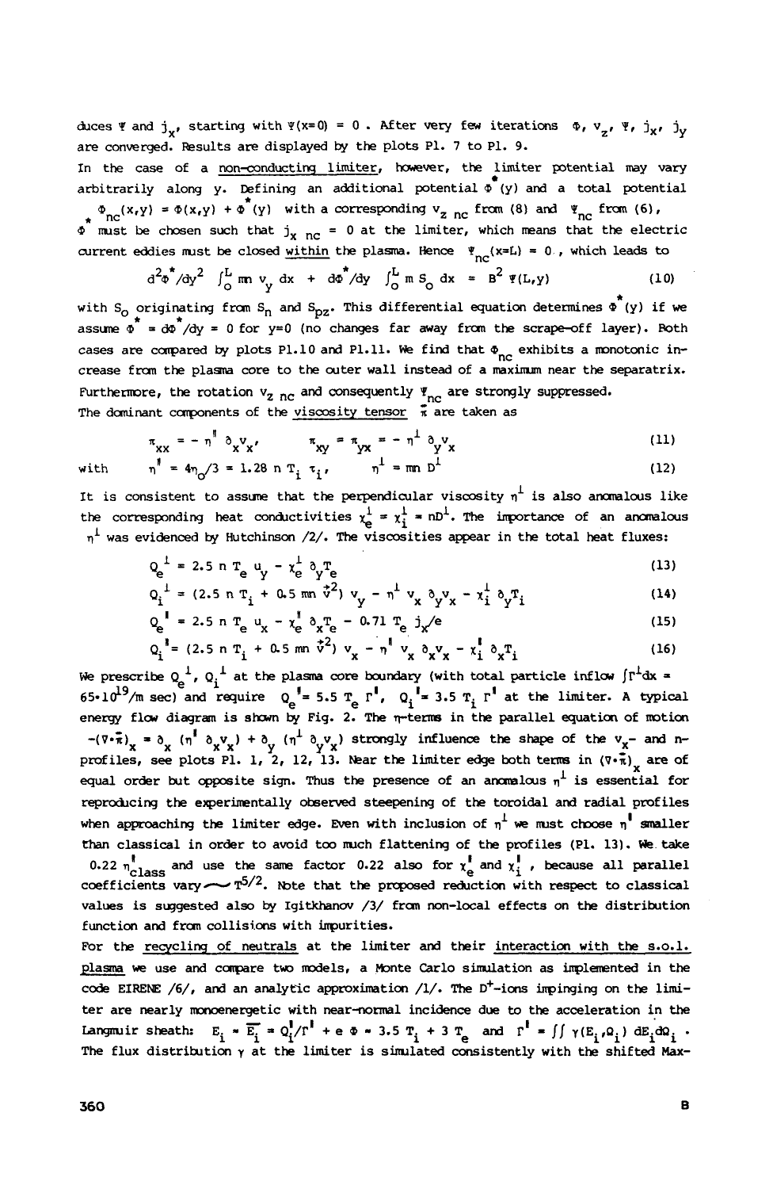duces $\Psi$ and $j_x$, starting with $\Psi(x=0) = 0$ . After very few iterations $\Phi$, $v_z$, $\Psi$, $j_x$, $j_y$ are converged. Results are displayed by the plots Pl. 7 to Pl. 9.

In the case of a non-conducting limiter, however, the limiter potential may vary arbitrarily along y. Defining an additional potential $\Phi^*(y)$ and a total potential $\Phi_{nc}(x,y) = \Phi(x,y) + \Phi^*(y)$ with a corresponding $v_{z\,nc}$ from (8) and $\Psi_{nc}$ from (6), $\Phi^*$ must be chosen such that $j_{x\,nc} = 0$ at the limiter, which means that the electric current eddies must be closed within the plasma. Hence $\Psi_{nc}(x=L) = 0$ , which leads to

$$d^2\Phi^*/dy^2 \int_0^L mn\, v_y\, dx \;+\; d\Phi^*/dy \int_0^L m\, S_o\, dx \;=\; B^2\, \Psi(L,y) \qquad (10)$$

with $S_o$ originating from $S_n$ and $S_{pz}$. This differential equation determines $\Phi^*(y)$ if we assume $\Phi^* = d\Phi^*/dy = 0$ for $y=0$ (no changes far away from the scrape-off layer). Both cases are compared by plots Pl.10 and Pl.11. We find that $\Phi_{nc}$ exhibits a monotonic increase from the plasma core to the outer wall instead of a maximum near the separatrix. Furthermore, the rotation $v_{z\,nc}$ and consequently $\Psi_{nc}$ are strongly suppressed.

The dominant components of the viscosity tensor $\overleftrightarrow{\pi}$ are taken as

$$\pi_{xx} = -\eta^{\parallel}\, \partial_x v_x, \qquad \pi_{xy} = \pi_{yx} = -\eta^{\perp}\, \partial_y v_x \qquad (11)$$

$$\text{with} \qquad \eta^{\parallel} = 4\eta_o/3 = 1.28\; n\, T_i\, \tau_i, \qquad \eta^{\perp} = mn\, D^{\perp} \qquad (12)$$

It is consistent to assume that the perpendicular viscosity $\eta^{\perp}$ is also anomalous like the corresponding heat conductivities $\chi_e^{\perp} = \chi_i^{\perp} = nD^{\perp}$. The importance of an anomalous $\eta^{\perp}$ was evidenced by Hutchinson /2/. The viscosities appear in the total heat fluxes:

$$Q_e^{\perp} = 2.5\; n\, T_e\, u_y - \chi_e^{\perp}\, \partial_y T_e \qquad (13)$$

$$Q_i^{\perp} = (2.5\; n\, T_i + 0.5\; mn\, \vec{v}^2)\, v_y - \eta^{\perp}\, v_x\, \partial_y v_x - \chi_i^{\perp}\, \partial_y T_i \qquad (14)$$

$$Q_e^{\parallel} = 2.5\; n\, T_e\, u_x - \chi_e^{\parallel}\, \partial_x T_e - 0.71\; T_e\, j_x/e \qquad (15)$$

$$Q_i^{\parallel} = (2.5\; n\, T_i + 0.5\; mn\, \vec{v}^2)\, v_x - \eta^{\parallel}\, v_x\, \partial_x v_x - \chi_i^{\parallel}\, \partial_x T_i \qquad (16)$$

We prescribe $Q_e^{\perp}$, $Q_i^{\perp}$ at the plasma core boundary (with total particle inflow $\int \Gamma^{\perp} dx = 65\cdot 10^{19}$/m sec) and require $Q_e^{\parallel} = 5.5\; T_e\, \Gamma^{\parallel}$, $Q_i^{\parallel} = 3.5\; T_i\, \Gamma^{\parallel}$ at the limiter. A typical energy flow diagram is shown by Fig. 2. The $\eta$-terms in the parallel equation of motion $-(\nabla\cdot\overleftrightarrow{\pi})_x = \partial_x\, (\eta^{\parallel}\, \partial_x v_x) + \partial_y\, (\eta^{\perp}\, \partial_y v_x)$ strongly influence the shape of the $v_x$- and n-profiles, see plots Pl. 1, 2, 12, 13. Near the limiter edge both terms in $(\nabla\cdot\overleftrightarrow{\pi})_x$ are of equal order but opposite sign. Thus the presence of an anomalous $\eta^{\perp}$ is essential for reproducing the experimentally observed steepening of the toroidal and radial profiles when approaching the limiter edge. Even with inclusion of $\eta^{\perp}$ we must choose $\eta^{\parallel}$ smaller than classical in order to avoid too much flattening of the profiles (Pl. 13). We take $0.22\; \eta^{\parallel}_{class}$ and use the same factor 0.22 also for $\chi_e^{\parallel}$ and $\chi_i^{\parallel}$ , because all parallel coefficients vary $\sim T^{5/2}$. Note that the proposed reduction with respect to classical values is suggested also by Igitkhanov /3/ from non-local effects on the distribution function and from collisions with impurities.

For the recycling of neutrals at the limiter and their interaction with the s.o.l. plasma we use and compare two models, a Monte Carlo simulation as implemented in the code EIRENE /6/, and an analytic approximation /1/. The $D^+$-ions impinging on the limiter are nearly monoenergetic with near-normal incidence due to the acceleration in the Langmuir sheath: $E_i \approx \overline{E_i} = Q_i^{\parallel}/\Gamma^{\parallel} + e\,\Phi = 3.5\; T_i + 3\; T_e$ and $\Gamma^{\parallel} = \iint \gamma(E_i,\Omega_i)\, dE_i d\Omega_i$ . The flux distribution $\gamma$ at the limiter is simulated consistently with the shifted Max-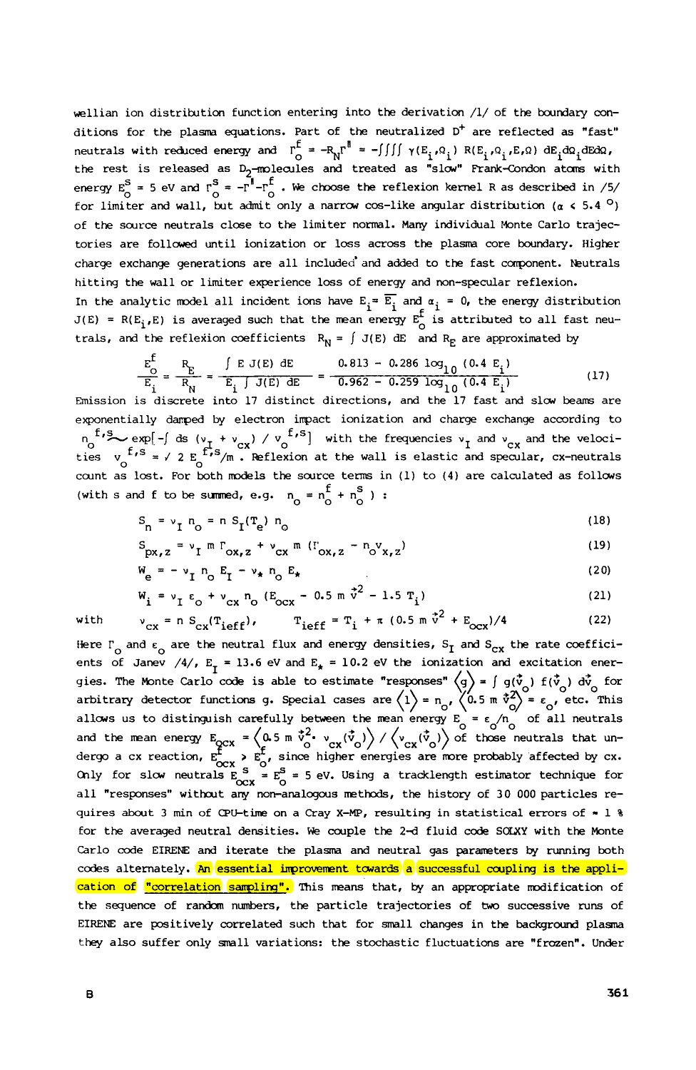wellian ion distribution function entering into the derivation /1/ of the boundary conditions for the plasma equations. Part of the neutralized $D^+$ are reflected as "fast" neutrals with reduced energy and $\Gamma_o^f = -R_N\Gamma^{\parallel} = -\int\int\int\int \gamma(E_i,\Omega_i)\, R(E_i,\Omega_i,E,\Omega)\, dE_i d\Omega_i dE d\Omega$, the rest is released as $D_2$-molecules and treated as "slow" Frank-Condon atoms with energy $E_o^s = 5$ eV and $\Gamma_o^s = -\Gamma^{\parallel}-\Gamma_o^f$. We choose the reflexion kernel R as described in /5/ for limiter and wall, but admit only a narrow cos-like angular distribution ($\alpha < 5.4°$) of the source neutrals close to the limiter normal. Many individual Monte Carlo trajectories are followed until ionization or loss across the plasma core boundary. Higher charge exchange generations are all included and added to the fast component. Neutrals hitting the wall or limiter experience loss of energy and non-specular reflexion.

In the analytic model all incident ions have $E_i = \overline{E_i}$ and $\alpha_i = 0$, the energy distribution $J(E) = R(E_i,E)$ is averaged such that the mean energy $E_o^f$ is attributed to all fast neutrals, and the reflexion coefficients $R_N = \int J(E)\, dE$ and $R_E$ are approximated by

$$\frac{E_o^f}{E_i} = \frac{R_E}{R_N} = \frac{\int E\, J(E)\, dE}{E_i \int J(E)\, dE} = \frac{0.813 - 0.286 \log_{10}(0.4\, E_i)}{0.962 - 0.259 \log_{10}(0.4\, E_i)} \tag{17}$$

Emission is discrete into 17 distinct directions, and the 17 fast and slow beams are exponentially damped by electron impact ionization and charge exchange according to $n_o^{f,s} \sim \exp[-\int ds\, (\nu_I + \nu_{cx}) / v_o^{f,s}]$ with the frequencies $\nu_I$ and $\nu_{cx}$ and the velocities $v_o^{f,s} = \sqrt{2\, E_o^{f,s}/m}$. Reflexion at the wall is elastic and specular, cx-neutrals count as lost. For both models the source terms in (1) to (4) are calculated as follows (with s and f to be summed, e.g. $n_o = n_o^f + n_o^s$ ) :

$$S_n = \nu_I\, n_o = n\, S_I(T_e)\, n_o \tag{18}$$

$$S_{px,z} = \nu_I\, m\, \Gamma_{ox,z} + \nu_{cx}\, m\, (\Gamma_{ox,z} - n_o v_{x,z}) \tag{19}$$

$$W_e = -\nu_I\, n_o\, E_I - \nu_*\, n_o\, E_* \tag{20}$$

$$W_i = \nu_I\, \varepsilon_o + \nu_{cx}\, n_o\, (E_{ocx} - 0.5\, m\, \vec{v}^2 - 1.5\, T_i) \tag{21}$$

$$\text{with} \qquad \nu_{cx} = n\, S_{cx}(T_{ieff}), \qquad T_{ieff} = T_i + \pi\, (0.5\, m\, \vec{v}^2 + E_{ocx})/4 \tag{22}$$

Here $\Gamma_o$ and $\varepsilon_o$ are the neutral flux and energy densities, $S_I$ and $S_{cx}$ the rate coefficients of Janev /4/, $E_I = 13.6$ eV and $E_* = 10.2$ eV the ionization and excitation energies. The Monte Carlo code is able to estimate "responses" $\langle g \rangle = \int g(\vec{v}_o)\, f(\vec{v}_o)\, d\vec{v}_o$ for arbitrary detector functions g. Special cases are $\langle 1 \rangle = n_o$, $\langle 0.5\, m\, \vec{v}_o^2 \rangle = \varepsilon_o$, etc. This allows us to distinguish carefully between the mean energy $E_o = \varepsilon_o/n_o$ of all neutrals and the mean energy $E_{ocx} = \langle 0.5\, m\, \vec{v}_o^2 \cdot \nu_{cx}(\vec{v}_o) \rangle / \langle \nu_{cx}(\vec{v}_o) \rangle$ of those neutrals that undergo a cx reaction, $E_{ocx}^f > E_o^f$, since higher energies are more probably affected by cx. Only for slow neutrals $E_{ocx}^s = E_o^s = 5$ eV. Using a tracklength estimator technique for all "responses" without any non-analogous methods, the history of 30 000 particles requires about 3 min of CPU-time on a Cray X-MP, resulting in statistical errors of ≈ 1 % for the averaged neutral densities. We couple the 2-d fluid code SOLXY with the Monte Carlo code EIRENE and iterate the plasma and neutral gas parameters by running both codes alternately. An essential improvement towards a successful coupling is the application of "correlation sampling". This means that, by an appropriate modification of the sequence of random numbers, the particle trajectories of two successive runs of EIRENE are positively correlated such that for small changes in the background plasma they also suffer only small variations: the stochastic fluctuations are "frozen". Under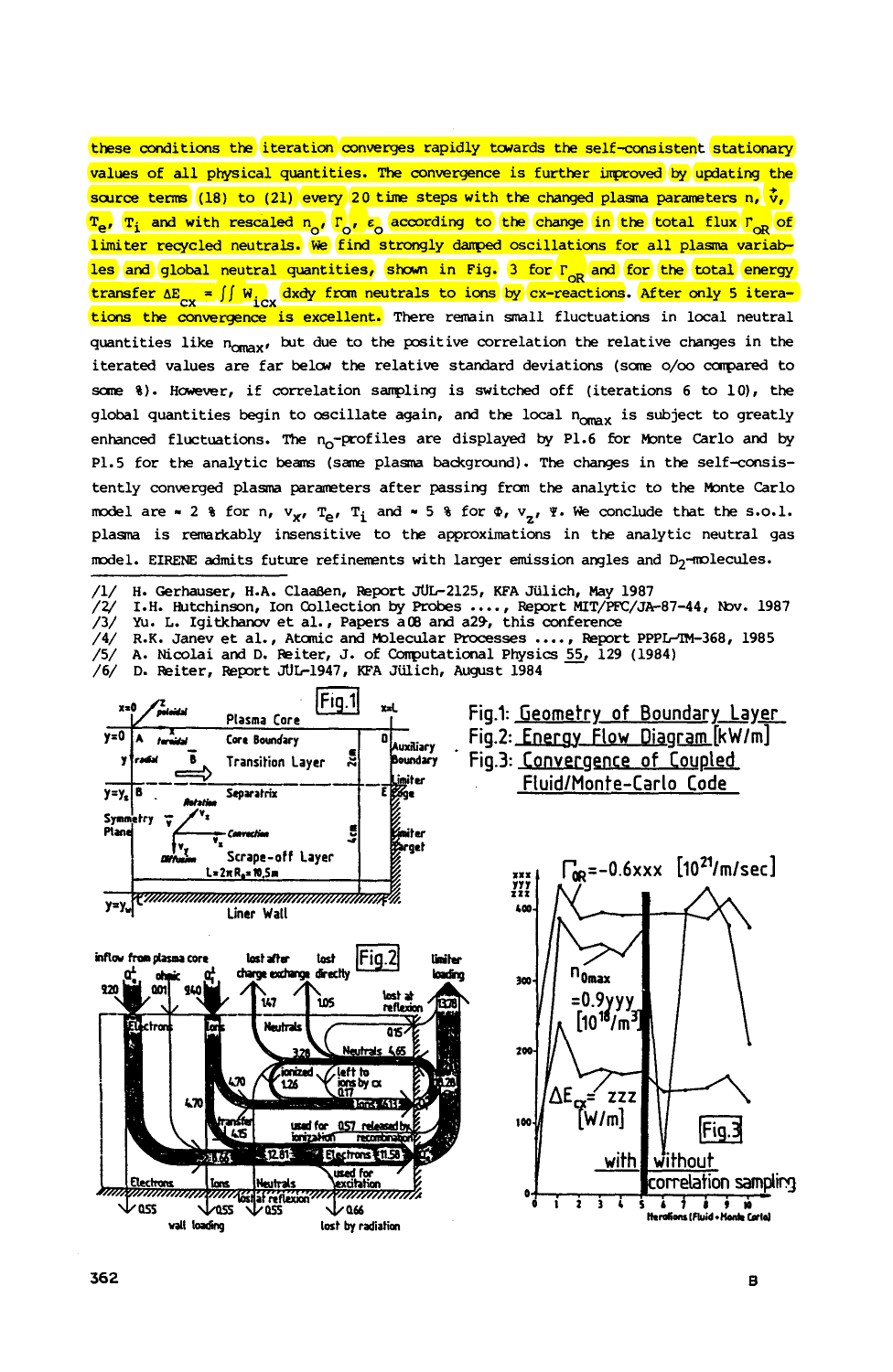these conditions the iteration converges rapidly towards the self-consistent stationary values of all physical quantities. The convergence is further improved by updating the source terms (18) to (21) every 20 time steps with the changed plasma parameters n, $\vec{v}$, $T_e$, $T_i$ and with rescaled $n_o$, $\Gamma_o$, $\varepsilon_o$ according to the change in the total flux $\Gamma_{oR}$ of limiter recycled neutrals. We find strongly damped oscillations for all plasma variables and global neutral quantities, shown in Fig. 3 for $\Gamma_{oR}$ and for the total energy transfer $\Delta E_{cx} = \iint W_{icx}$ dxdy from neutrals to ions by cx-reactions. After only 5 iterations the convergence is excellent. There remain small fluctuations in local neutral quantities like $n_{omax}$, but due to the positive correlation the relative changes in the iterated values are far below the relative standard deviations (some o/oo compared to some %). However, if correlation sampling is switched off (iterations 6 to 10), the global quantities begin to oscillate again, and the local $n_{omax}$ is subject to greatly enhanced fluctuations. The $n_o$-profiles are displayed by Pl.6 for Monte Carlo and by Pl.5 for the analytic beams (same plasma background). The changes in the self-consistently converged plasma parameters after passing from the analytic to the Monte Carlo model are ≈ 2 % for n, $v_x$, $T_e$, $T_i$ and ≈ 5 % for Φ, $v_z$, Ψ. We conclude that the s.o.l. plasma is remarkably insensitive to the approximations in the analytic neutral gas model. EIRENE admits future refinements with larger emission angles and $D_2$-molecules.

/1/ H. Gerhauser, H.A. Claaßen, Report JÜL-2125, KFA Jülich, May 1987
/2/ I.H. Hutchinson, Ion Collection by Probes ...., Report MIT/PFC/JA-87-44, Nov. 1987
/3/ Yu. L. Igitkhanov et al., Papers a08 and a29, this conference
/4/ R.K. Janev et al., Atomic and Molecular Processes ...., Report PPPL-TM-368, 1985
/5/ A. Nicolai and D. Reiter, J. of Computational Physics 55, 129 (1984)
/6/ D. Reiter, Report JÜL-1947, KFA Jülich, August 1984

Fig.1: Geometry of Boundary Layer
Fig.2: Energy Flow Diagram [kW/m]
Fig.3: Convergence of Coupled Fluid/Monte-Carlo Code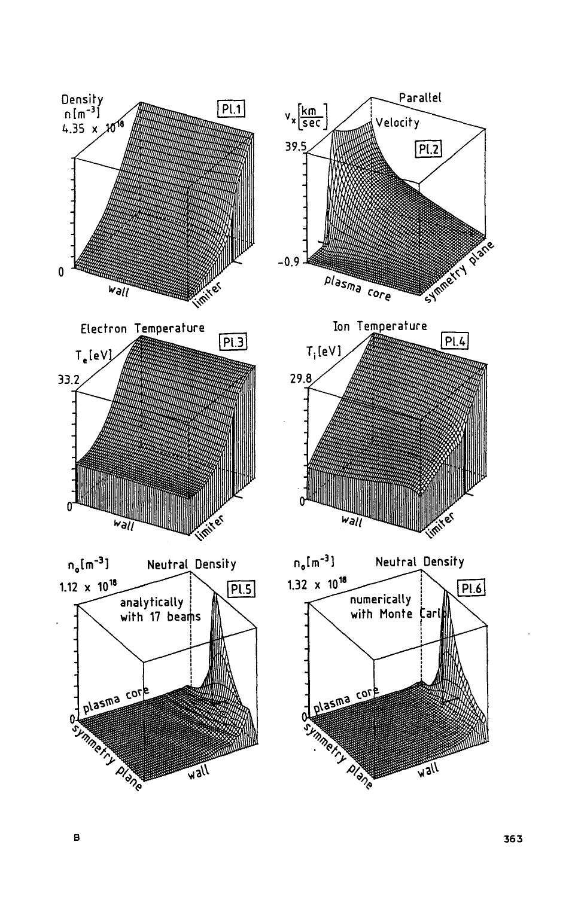Pl.1

Density $n\,[m^{-3}]$

$4.35 \times 10^{18}$

0

wall

limiter

Pl.2

Parallel Velocity

$v_x\left[\frac{km}{sec}\right]$

39.5

-0.9

plasma core

symmetry plane

Pl.3

Electron Temperature

$T_e\,[eV]$

33.2

0

wall

limiter

Pl.4

Ion Temperature

$T_i\,[eV]$

29.8

0

wall

limiter

Pl.5

Neutral Density

$n_o\,[m^{-3}]$

$1.12 \times 10^{18}$

analytically with 17 beams

0

plasma core

symmetry plane

wall

Pl.6

Neutral Density

$n_o\,[m^{-3}]$

$1.32 \times 10^{18}$

numerically with Monte Carlo

0

plasma core

symmetry plane

wall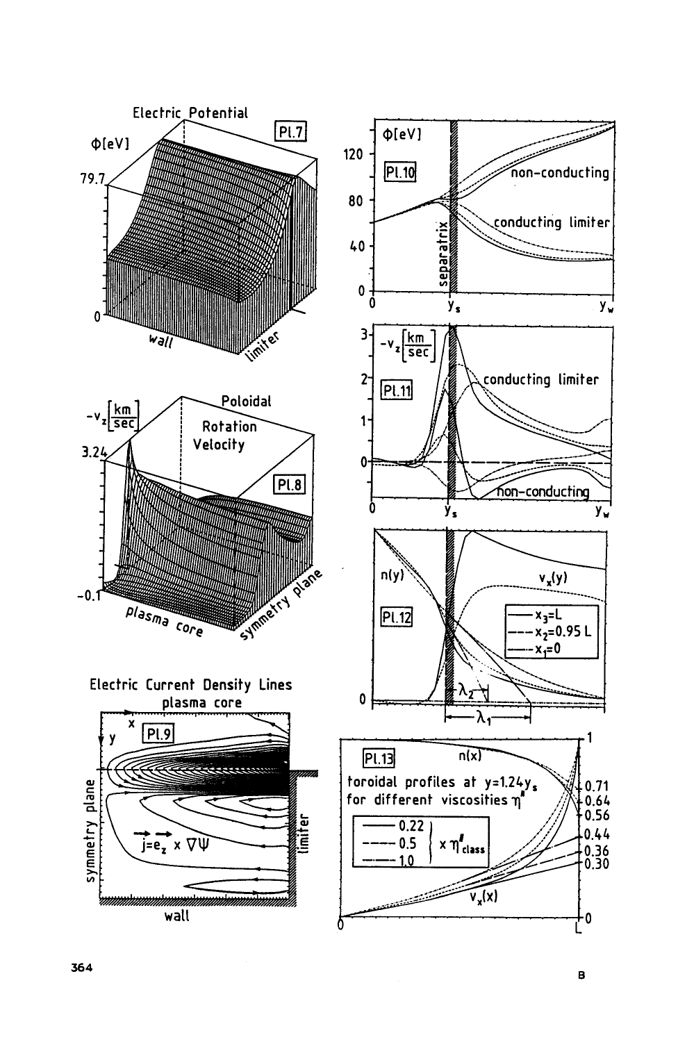Electric Potential

Pl.7

$\Phi$[eV]

79.7

0

wall

limiter

Poloidal Rotation Velocity

$-v_z\left[\frac{km}{sec}\right]$

3.24

Pl.8

-0.1

plasma core

symmetry plane

Electric Current Density Lines

plasma core

x

y

Pl.9

symmetry plane

$\vec{j}=\vec{e}_z \times \nabla\Psi$

limiter

wall

$\Phi$[eV]

120

Pl.10

80

40

0

0

separatrix

$y_s$

$y_w$

non-conducting

conducting limiter

3

$-v_z\left[\frac{km}{sec}\right]$

2

Pl.11

1

0

0

$y_s$

$y_w$

conducting limiter

non-conducting

n(y)

$v_x(y)$

Pl.12

—— $x_3$=L

- - - $x_2$=0.95 L

—·— $x_1$=0

0

$\lambda_2$

$\lambda_1$

Pl.13

n(x)

toroidal profiles at y=1.24$y_s$

for different viscosities $\eta^{\parallel}$

—— 0.22

- - - 0.5

—·— 1.0

$\times\ \eta^{\parallel}_{class}$

$v_x(x)$

0

L

1

0.71

0.64

0.56

0.44

0.36

0.30

0

B